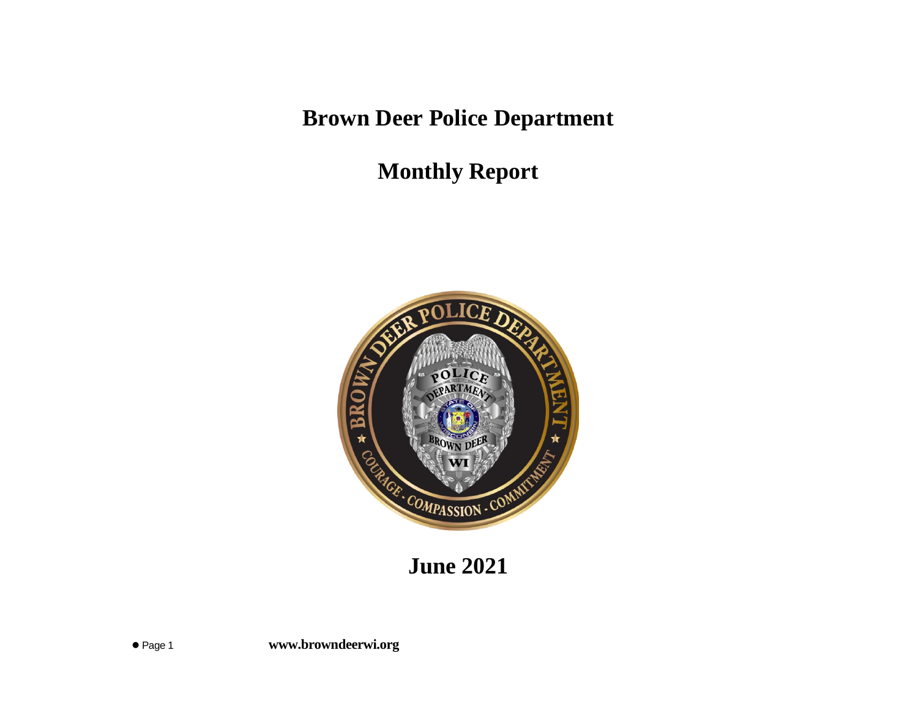# Brown Deer Police Department

# Monthly Report

## June 2021

**www.browndeerwi.org**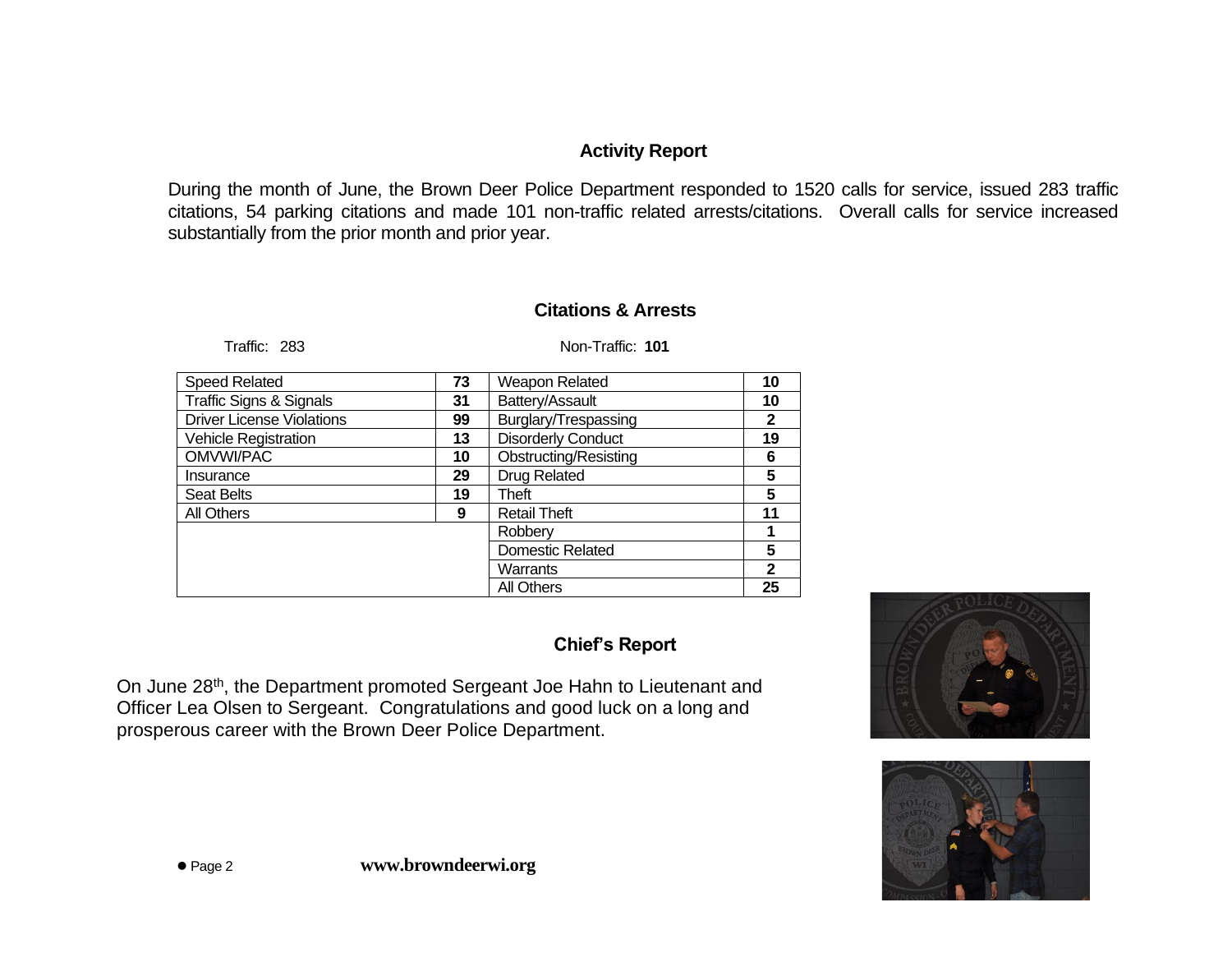## Activity Report

During the month of June, the Brown Deer Police Department responded to 1520 calls for service, issued 283 traffic citations, 54 parking citations and made 101 non-traffic related arrests/citations. Overall calls for service increased substantially from the prior month and prior year.

## Citations & Arrests

Traffic: 283 | Non-Traffic: **101**

| Traffic | | Non-Traffic | |
|---|---|---|---|
| Speed Related | **73** | Weapon Related | **10** |
| Traffic Signs & Signals | **31** | Battery/Assault | **10** |
| Driver License Violations | **99** | Burglary/Trespassing | **2** |
| Vehicle Registration | **13** | Disorderly Conduct | **19** |
| OMVWI/PAC | **10** | Obstructing/Resisting | **6** |
| Insurance | **29** | Drug Related | **5** |
| Seat Belts | **19** | Theft | **5** |
| All Others | **9** | Retail Theft | **11** |
| | | Robbery | **1** |
| | | Domestic Related | **5** |
| | | Warrants | **2** |
| | | All Others | **25** |

## Chief's Report

On June 28th, the Department promoted Sergeant Joe Hahn to Lieutenant and Officer Lea Olsen to Sergeant. Congratulations and good luck on a long and prosperous career with the Brown Deer Police Department.

www.browndeerwi.org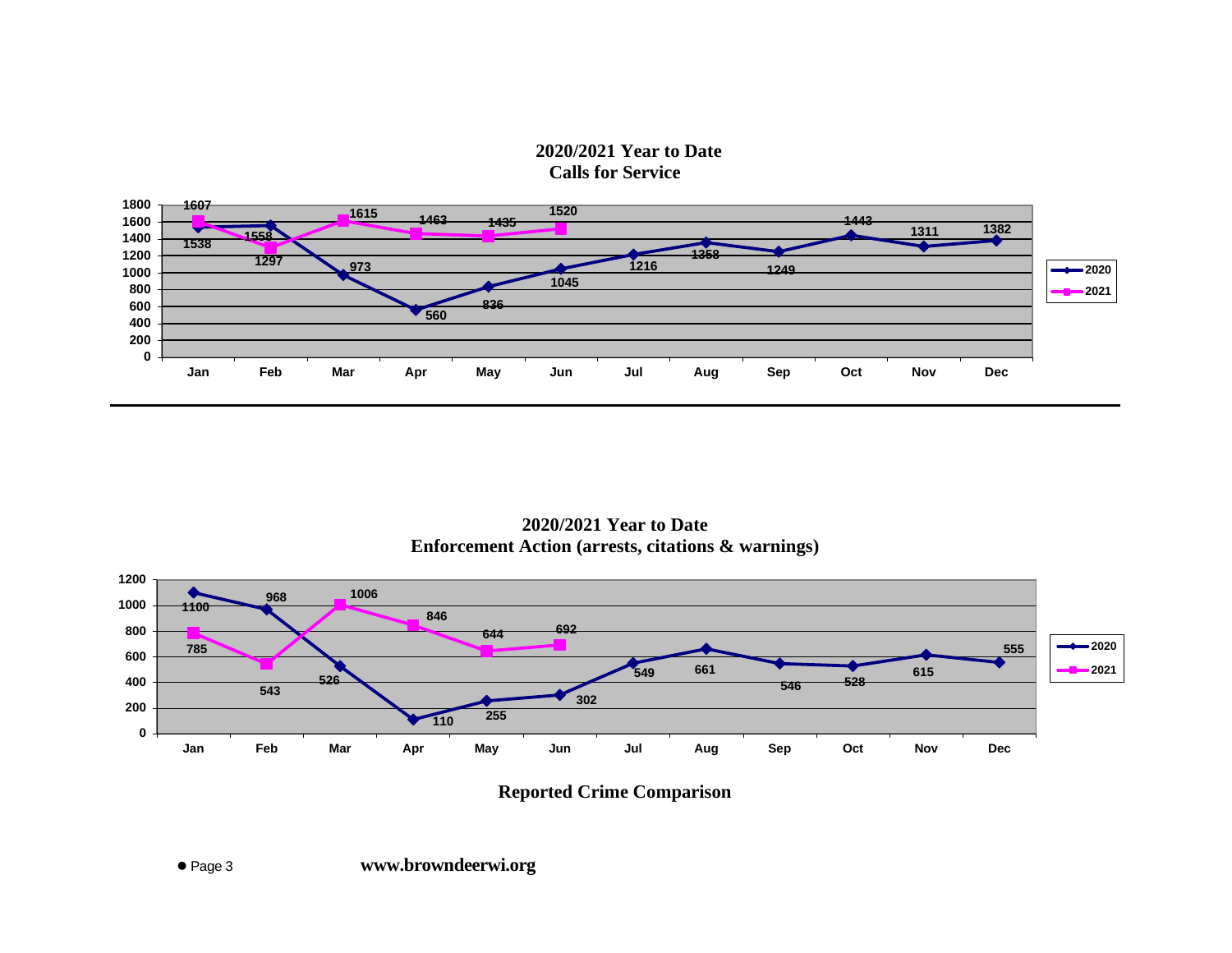## 2020/2021 Year to Date
## Calls for Service

| | Jan | Feb | Mar | Apr | May | Jun | Jul | Aug | Sep | Oct | Nov | Dec |
|---|---|---|---|---|---|---|---|---|---|---|---|---|
| 2020 | 1538 | 1558 | 973 | 560 | 836 | 1045 | 1216 | 1358 | 1249 | 1443 | 1311 | 1382 |
| 2021 | 1607 | 1297 | 1615 | 1463 | 1435 | 1520 | | | | | | |

## 2020/2021 Year to Date
## Enforcement Action (arrests, citations & warnings)

| | Jan | Feb | Mar | Apr | May | Jun | Jul | Aug | Sep | Oct | Nov | Dec |
|---|---|---|---|---|---|---|---|---|---|---|---|---|
| 2020 | 1100 | 968 | 526 | 110 | 255 | 302 | 549 | 661 | 546 | 528 | 615 | 555 |
| 2021 | 785 | 543 | 1006 | 846 | 644 | 692 | | | | | | |

## Reported Crime Comparison

www.browndeerwi.org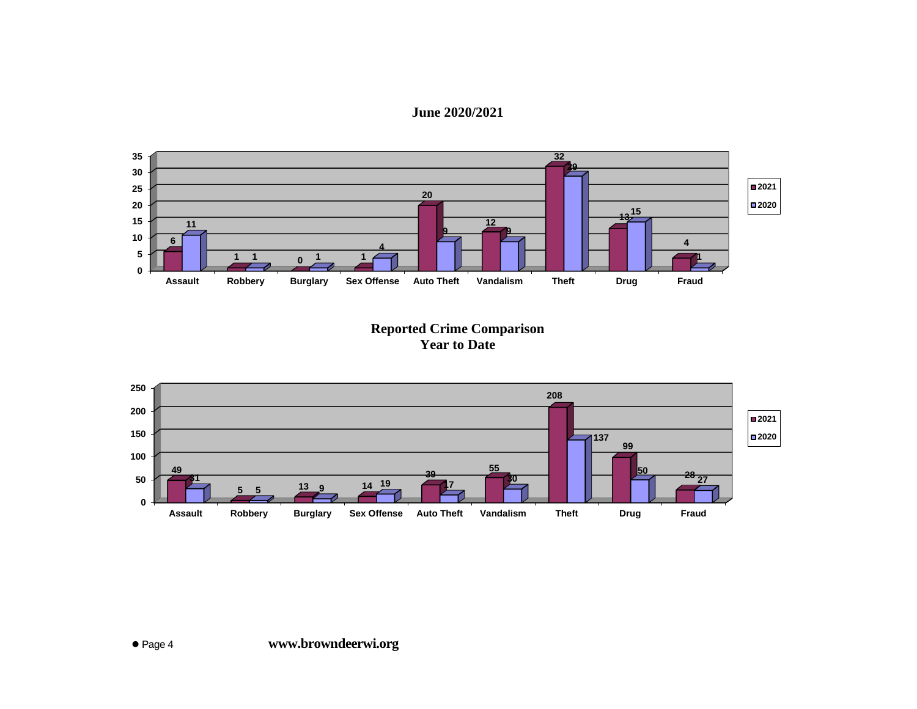## June 2020/2021

| | Assault | Robbery | Burglary | Sex Offense | Auto Theft | Vandalism | Theft | Drug | Fraud |
|---|---|---|---|---|---|---|---|---|---|
| 2021 | 6 | 1 | 0 | 1 | 20 | 12 | 32 | 13 | 4 |
| 2020 | 11 | 1 | 1 | 4 | 9 | 9 | 29 | 15 | 1 |

## Reported Crime Comparison
## Year to Date

| | Assault | Robbery | Burglary | Sex Offense | Auto Theft | Vandalism | Theft | Drug | Fraud |
|---|---|---|---|---|---|---|---|---|---|
| 2021 | 49 | 5 | 13 | 14 | 39 | 55 | 208 | 99 | 28 |
| 2020 | 31 | 5 | 9 | 19 | 17 | 30 | 137 | 50 | 27 |

www.browndeerwi.org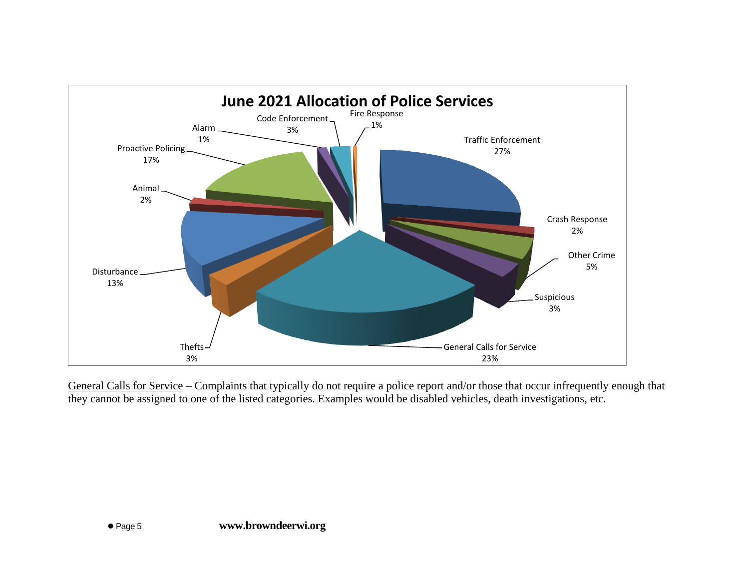## June 2021 Allocation of Police Services

| Category | Percentage |
| --- | --- |
| Traffic Enforcement | 27% |
| Crash Response | 2% |
| Other Crime | 5% |
| Suspicious | 3% |
| General Calls for Service | 23% |
| Thefts | 3% |
| Disturbance | 13% |
| Animal | 2% |
| Proactive Policing | 17% |
| Alarm | 1% |
| Code Enforcement | 3% |
| Fire Response | 1% |

General Calls for Service – Complaints that typically do not require a police report and/or those that occur infrequently enough that they cannot be assigned to one of the listed categories. Examples would be disabled vehicles, death investigations, etc.

**www.browndeerwi.org**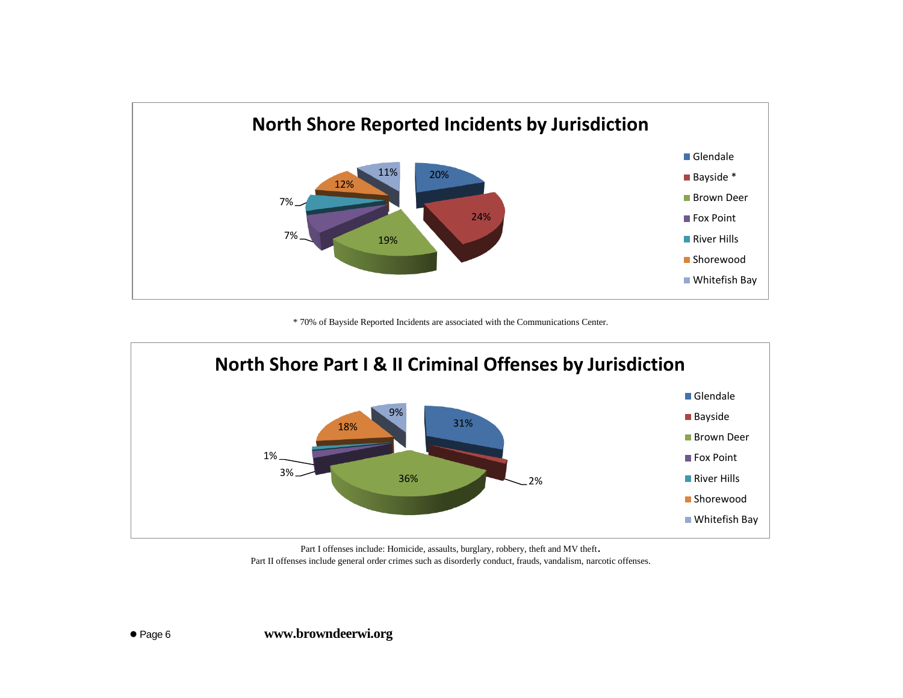## North Shore Reported Incidents by Jurisdiction

| Jurisdiction | Percent |
|---|---|
| Glendale | 20% |
| Bayside * | 24% |
| Brown Deer | 19% |
| Fox Point | 7% |
| River Hills | 7% |
| Shorewood | 12% |
| Whitefish Bay | 11% |

* 70% of Bayside Reported Incidents are associated with the Communications Center.

## North Shore Part I & II Criminal Offenses by Jurisdiction

| Jurisdiction | Percent |
|---|---|
| Glendale | 31% |
| Bayside | 2% |
| Brown Deer | 36% |
| Fox Point | 3% |
| River Hills | 1% |
| Shorewood | 18% |
| Whitefish Bay | 9% |

Part I offenses include: Homicide, assaults, burglary, robbery, theft and MV theft.

Part II offenses include general order crimes such as disorderly conduct, frauds, vandalism, narcotic offenses.

**www.browndeerwi.org**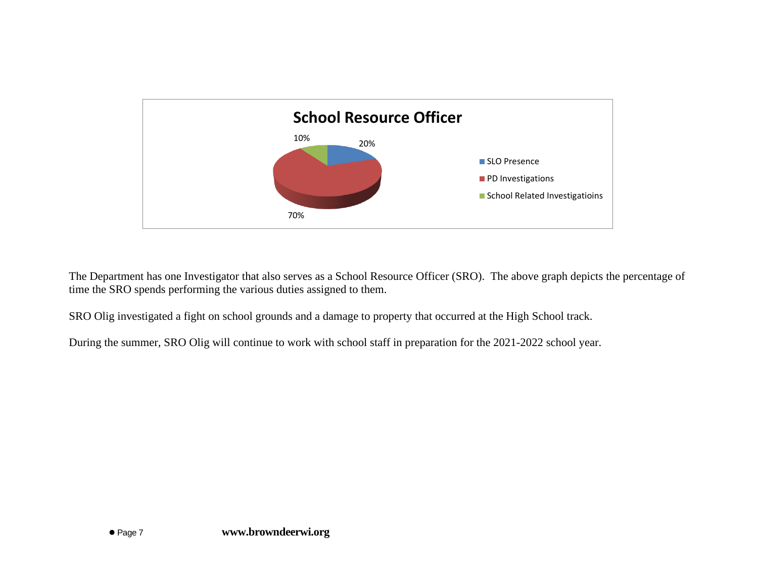School Resource Officer

10%

20%

70%

SLO Presence

PD Investigations

School Related Investigatioins

The Department has one Investigator that also serves as a School Resource Officer (SRO). The above graph depicts the percentage of time the SRO spends performing the various duties assigned to them.

SRO Olig investigated a fight on school grounds and a damage to property that occurred at the High School track.

During the summer, SRO Olig will continue to work with school staff in preparation for the 2021-2022 school year.